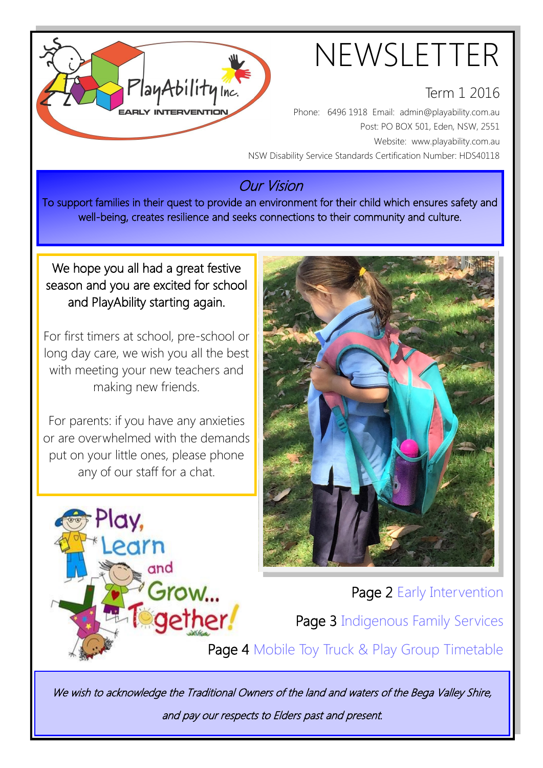# NEWSLETTER

Term 1 2016

Phone: 6496 1918 Email: admin@playability.com.au

Post: PO BOX 501, Eden, NSW, 2551

Website: www.playability.com.au

NSW Disability Service Standards Certification Number: HDS40118

## *Our Vision*

To support families in their quest to provide an environment for their child which ensures safety and well-being, creates resilience and seeks connections to their community and culture.

We hope you all had a great festive season and you are excited for school and PlayAbility starting again.

For first timers at school, pre-school or long day care, we wish you all the best with meeting your new teachers and making new friends.

For parents: if you have any anxieties or are overwhelmed with the demands put on your little ones, please phone any of our staff for a chat.

Play, Learn and Grow... Together!

Page 2 Early Intervention

Page 3 Indigenous Family Services

Page 4 Mobile Toy Truck & Play Group Timetable

*We wish to acknowledge the Traditional Owners of the land and waters of the Bega Valley Shire, and pay our respects to Elders past and present.*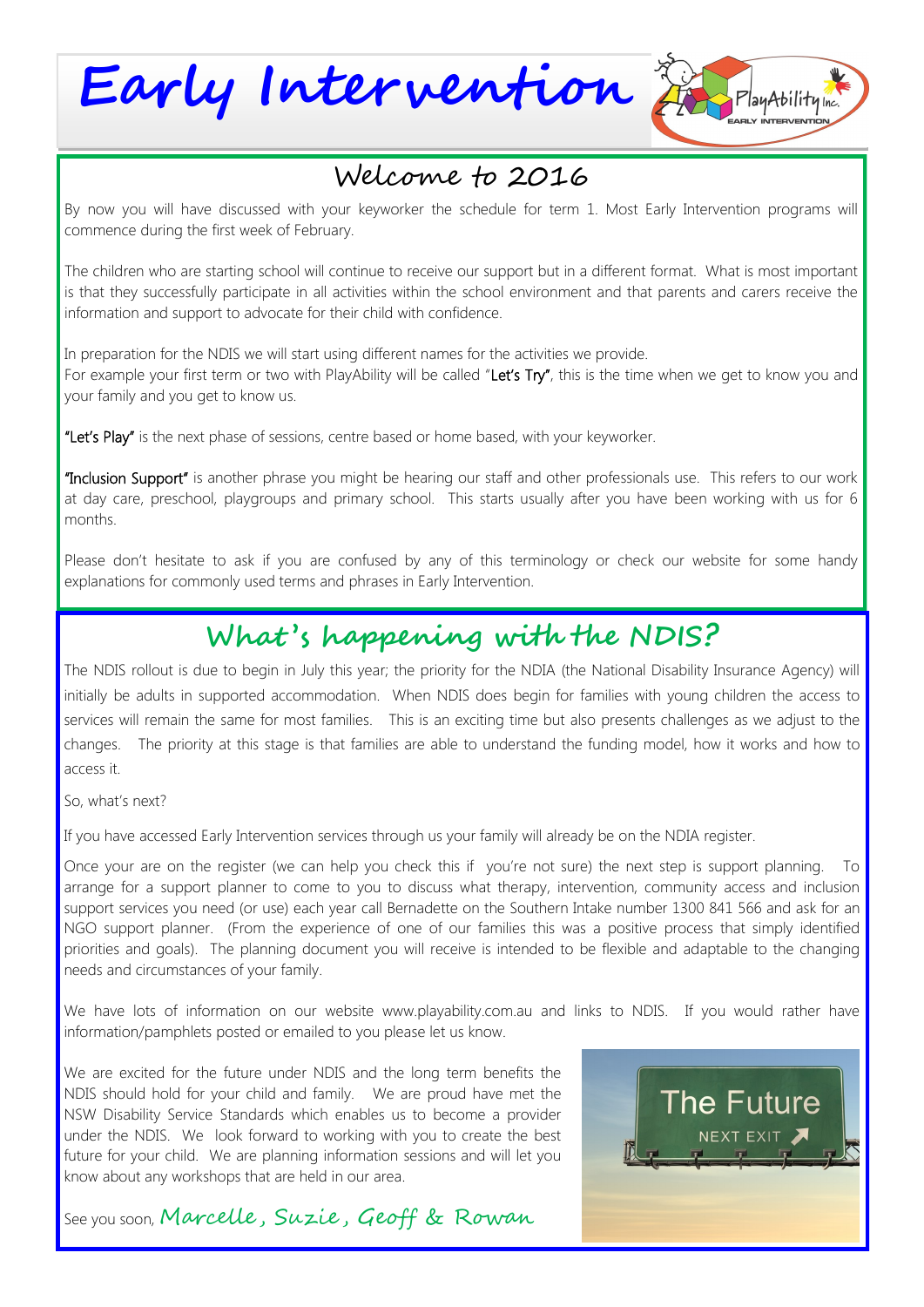# Early Intervention

## Welcome to 2016

By now you will have discussed with your keyworker the schedule for term 1. Most Early Intervention programs will commence during the first week of February.

The children who are starting school will continue to receive our support but in a different format. What is most important is that they successfully participate in all activities within the school environment and that parents and carers receive the information and support to advocate for their child with confidence.

In preparation for the NDIS we will start using different names for the activities we provide.
For example your first term or two with PlayAbility will be called "Let's Try", this is the time when we get to know you and your family and you get to know us.

"Let's Play" is the next phase of sessions, centre based or home based, with your keyworker.

"Inclusion Support" is another phrase you might be hearing our staff and other professionals use. This refers to our work at day care, preschool, playgroups and primary school. This starts usually after you have been working with us for 6 months.

Please don't hesitate to ask if you are confused by any of this terminology or check our website for some handy explanations for commonly used terms and phrases in Early Intervention.

## What's happening with the NDIS?

The NDIS rollout is due to begin in July this year; the priority for the NDIA (the National Disability Insurance Agency) will initially be adults in supported accommodation. When NDIS does begin for families with young children the access to services will remain the same for most families. This is an exciting time but also presents challenges as we adjust to the changes. The priority at this stage is that families are able to understand the funding model, how it works and how to access it.

So, what's next?

If you have accessed Early Intervention services through us your family will already be on the NDIA register.

Once your are on the register (we can help you check this if you're not sure) the next step is support planning. To arrange for a support planner to come to you to discuss what therapy, intervention, community access and inclusion support services you need (or use) each year call Bernadette on the Southern Intake number 1300 841 566 and ask for an NGO support planner. (From the experience of one of our families this was a positive process that simply identified priorities and goals). The planning document you will receive is intended to be flexible and adaptable to the changing needs and circumstances of your family.

We have lots of information on our website www.playability.com.au and links to NDIS. If you would rather have information/pamphlets posted or emailed to you please let us know.

We are excited for the future under NDIS and the long term benefits the NDIS should hold for your child and family. We are proud have met the NSW Disability Service Standards which enables us to become a provider under the NDIS. We look forward to working with you to create the best future for your child. We are planning information sessions and will let you know about any workshops that are held in our area.

See you soon, *Marcelle, Suzie, Geoff & Rowan*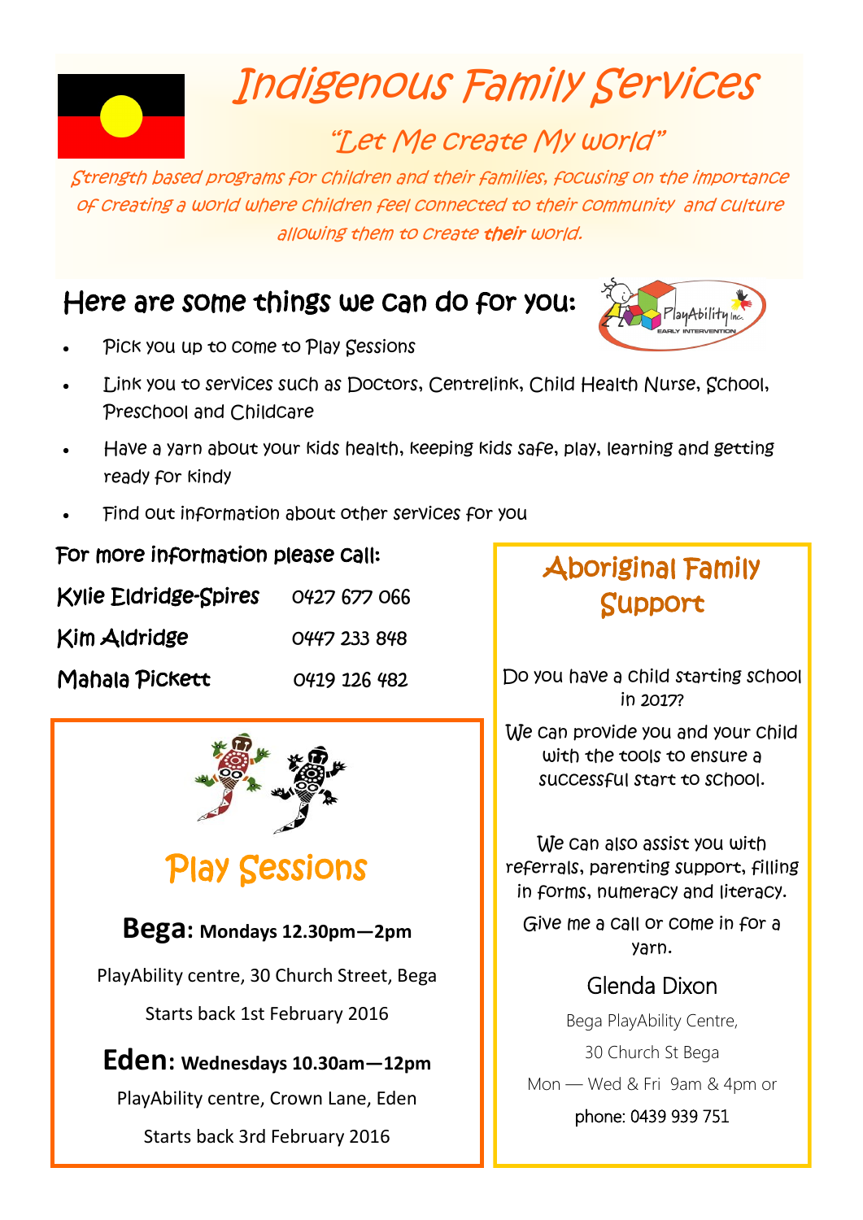# Indigenous Family Services

## "Let Me Create My World"

*Strength based programs for children and their families, focusing on the importance of creating a world where children feel connected to their community and culture allowing them to create **their** world.*

## Here are some things we can do for you:

- Pick you up to come to Play Sessions
- Link you to services such as Doctors, Centrelink, Child Health Nurse, School, Preschool and Childcare
- Have a yarn about your kids health, keeping kids safe, play, learning and getting ready for kindy
- Find out information about other services for you

### For more information please call:

| | |
|---|---|
| Kylie Eldridge-Spires | 0427 677 066 |
| Kim Aldridge | 0447 233 848 |
| Mahala Pickett | 0419 126 482 |

## Play Sessions

**Bega: Mondays 12.30pm—2pm**

PlayAbility centre, 30 Church Street, Bega

Starts back 1st February 2016

**Eden: Wednesdays 10.30am—12pm**

PlayAbility centre, Crown Lane, Eden

Starts back 3rd February 2016

## Aboriginal Family Support

Do you have a child starting school in 2017?

We can provide you and your child with the tools to ensure a successful start to school.

We can also assist you with referrals, parenting support, filling in forms, numeracy and literacy.

Give me a call or come in for a yarn.

Glenda Dixon

Bega PlayAbility Centre,

30 Church St Bega

Mon — Wed & Fri 9am & 4pm or

phone: 0439 939 751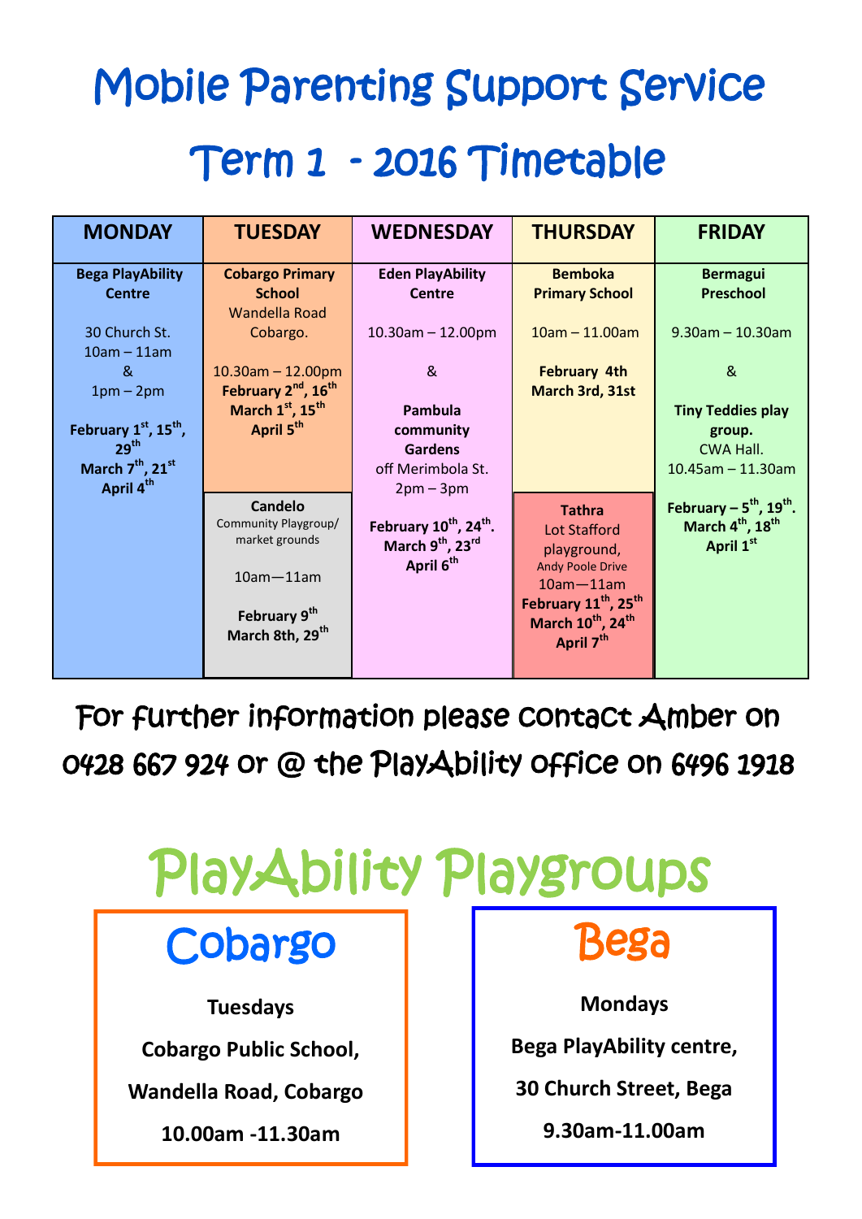# Mobile Parenting Support Service

# Term 1 - 2016 Timetable

| MONDAY | TUESDAY | WEDNESDAY | THURSDAY | FRIDAY |
|---|---|---|---|---|
| **Bega PlayAbility Centre**<br><br>30 Church St.<br>10am – 11am<br>&<br>1pm – 2pm<br><br>**February 1st, 15th, 29th**<br>**March 7th, 21st**<br>**April 4th** | **Cobargo Primary School**<br>Wandella Road Cobargo.<br><br>10.30am – 12.00pm<br>**February 2nd, 16th**<br>**March 1st, 15th**<br>**April 5th**<br><br>**Candelo**<br>Community Playgroup/ market grounds<br><br>10am—11am<br><br>**February 9th**<br>**March 8th, 29th** | **Eden PlayAbility Centre**<br><br>10.30am – 12.00pm<br><br>&<br><br>**Pambula community Gardens**<br>off Merimbola St.<br>2pm – 3pm<br><br>**February 10th, 24th.**<br>**March 9th, 23rd**<br>**April 6th** | **Bemboka Primary School**<br><br>10am – 11.00am<br><br>**February 4th**<br>**March 3rd, 31st**<br><br>**Tathra**<br>Lot Stafford playground,<br>Andy Poole Drive<br>10am—11am<br>**February 11th, 25th**<br>**March 10th, 24th**<br>**April 7th** | **Bermagui Preschool**<br><br>9.30am – 10.30am<br><br>&<br><br>**Tiny Teddies play group.**<br>CWA Hall.<br>10.45am – 11.30am<br><br>**February – 5th, 19th.**<br>**March 4th, 18th**<br>**April 1st** |

For further information please contact Amber on 0428 667 924 or @ the PlayAbility office on 6496 1918

# PlayAbility Playgroups

## Cobargo

**Tuesdays**

**Cobargo Public School,**

**Wandella Road, Cobargo**

**10.00am -11.30am**

## Bega

**Mondays**

**Bega PlayAbility centre,**

**30 Church Street, Bega**

**9.30am-11.00am**